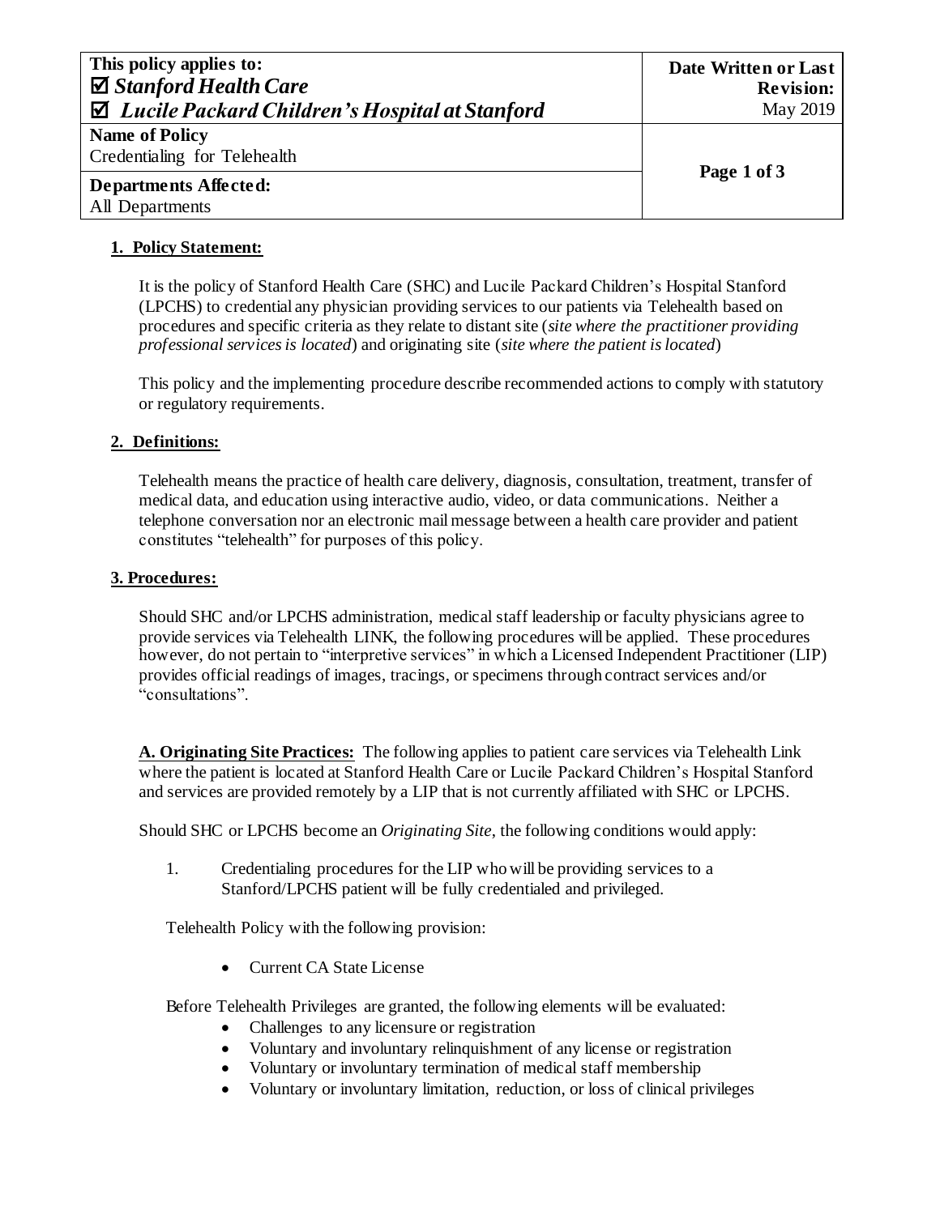| This policy applies to: ☑ *Stanford Health Care* ☑ *Lucile Packard Children's Hospital at Stanford* | Date Written or Last Revision: May 2019 |
| --- | --- |
| **Name of Policy** Credentialing for Telehealth | |
| **Departments Affected:** All Departments | |

## 1. Policy Statement:

It is the policy of Stanford Health Care (SHC) and Lucile Packard Children's Hospital Stanford (LPCHS) to credential any physician providing services to our patients via Telehealth based on procedures and specific criteria as they relate to distant site (*site where the practitioner providing professional services is located*) and originating site (*site where the patient is located*)

This policy and the implementing procedure describe recommended actions to comply with statutory or regulatory requirements.

## 2. Definitions:

Telehealth means the practice of health care delivery, diagnosis, consultation, treatment, transfer of medical data, and education using interactive audio, video, or data communications. Neither a telephone conversation nor an electronic mail message between a health care provider and patient constitutes "telehealth" for purposes of this policy.

## 3. Procedures:

Should SHC and/or LPCHS administration, medical staff leadership or faculty physicians agree to provide services via Telehealth LINK, the following procedures will be applied. These procedures however, do not pertain to "interpretive services" in which a Licensed Independent Practitioner (LIP) provides official readings of images, tracings, or specimens through contract services and/or "consultations".

**A. Originating Site Practices:** The following applies to patient care services via Telehealth Link where the patient is located at Stanford Health Care or Lucile Packard Children's Hospital Stanford and services are provided remotely by a LIP that is not currently affiliated with SHC or LPCHS.

Should SHC or LPCHS become an *Originating Site*, the following conditions would apply:

1. Credentialing procedures for the LIP who will be providing services to a Stanford/LPCHS patient will be fully credentialed and privileged.

Telehealth Policy with the following provision:

- Current CA State License

Before Telehealth Privileges are granted, the following elements will be evaluated:

- Challenges to any licensure or registration
- Voluntary and involuntary relinquishment of any license or registration
- Voluntary or involuntary termination of medical staff membership
- Voluntary or involuntary limitation, reduction, or loss of clinical privileges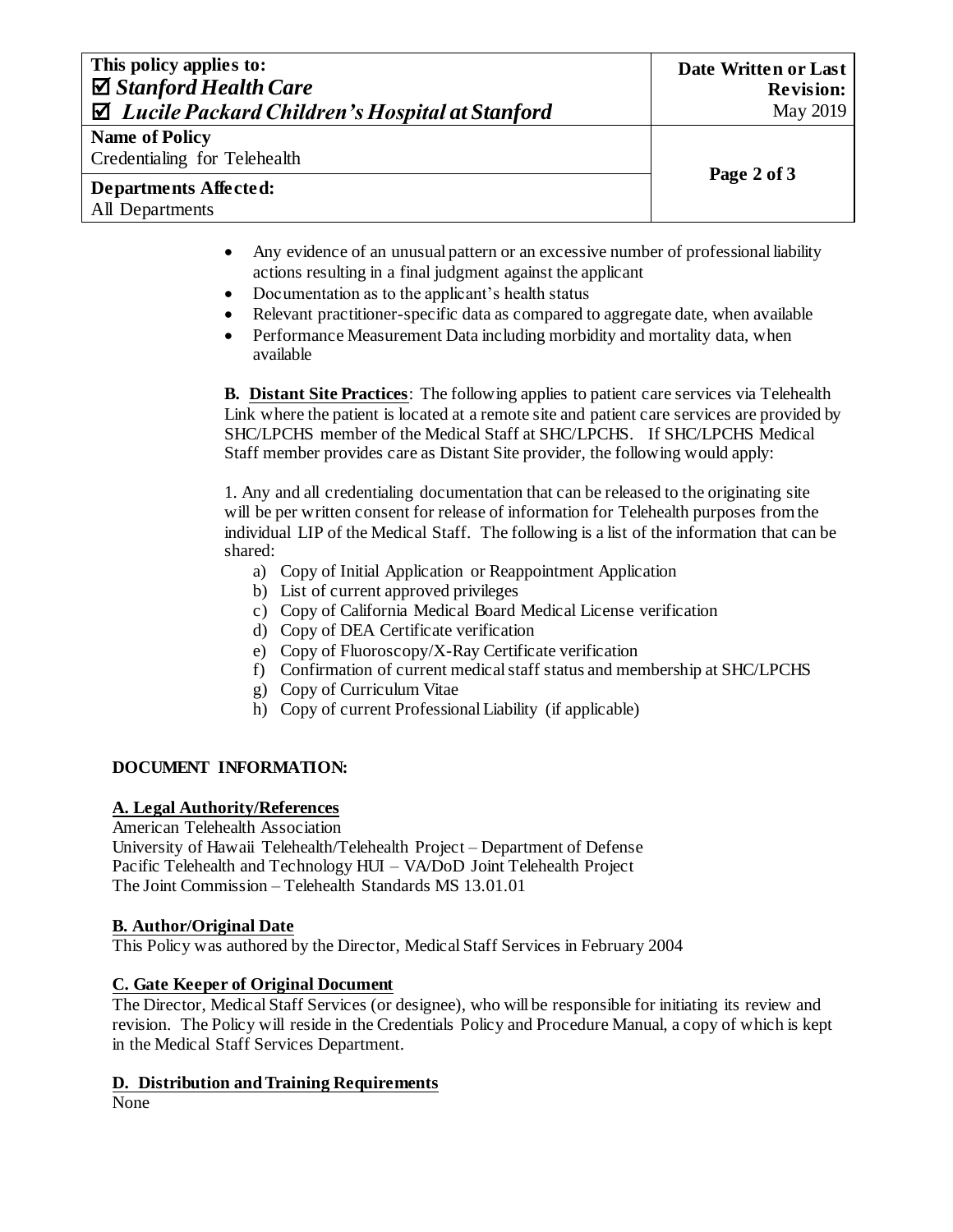- Any evidence of an unusual pattern or an excessive number of professional liability actions resulting in a final judgment against the applicant
- Documentation as to the applicant's health status
- Relevant practitioner-specific data as compared to aggregate date, when available
- Performance Measurement Data including morbidity and mortality data, when available

**B. Distant Site Practices**: The following applies to patient care services via Telehealth Link where the patient is located at a remote site and patient care services are provided by SHC/LPCHS member of the Medical Staff at SHC/LPCHS. If SHC/LPCHS Medical Staff member provides care as Distant Site provider, the following would apply:

1. Any and all credentialing documentation that can be released to the originating site will be per written consent for release of information for Telehealth purposes from the individual LIP of the Medical Staff. The following is a list of the information that can be shared:

a) Copy of Initial Application or Reappointment Application
b) List of current approved privileges
c) Copy of California Medical Board Medical License verification
d) Copy of DEA Certificate verification
e) Copy of Fluoroscopy/X-Ray Certificate verification
f) Confirmation of current medical staff status and membership at SHC/LPCHS
g) Copy of Curriculum Vitae
h) Copy of current Professional Liability (if applicable)

## DOCUMENT INFORMATION:

### A. Legal Authority/References

American Telehealth Association
University of Hawaii Telehealth/Telehealth Project – Department of Defense
Pacific Telehealth and Technology HUI – VA/DoD Joint Telehealth Project
The Joint Commission – Telehealth Standards MS 13.01.01

### B. Author/Original Date

This Policy was authored by the Director, Medical Staff Services in February 2004

### C. Gate Keeper of Original Document

The Director, Medical Staff Services (or designee), who will be responsible for initiating its review and revision. The Policy will reside in the Credentials Policy and Procedure Manual, a copy of which is kept in the Medical Staff Services Department.

### D. Distribution and Training Requirements

None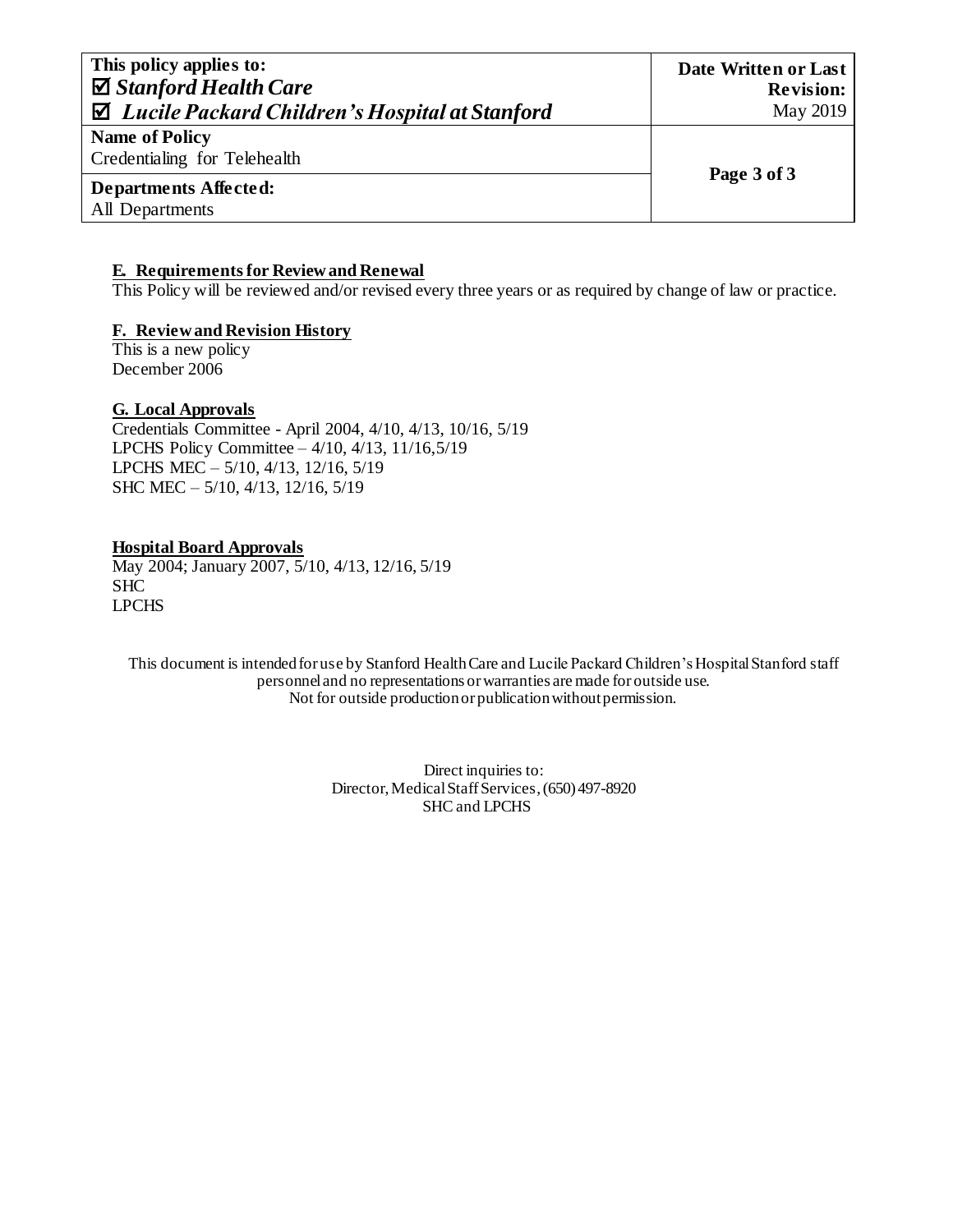**E. Requirements for Review and Renewal**

This Policy will be reviewed and/or revised every three years or as required by change of law or practice.

**F. Review and Revision History**

This is a new policy
December 2006

**G. Local Approvals**

Credentials Committee - April 2004, 4/10, 4/13, 10/16, 5/19
LPCHS Policy Committee – 4/10, 4/13, 11/16,5/19
LPCHS MEC – 5/10, 4/13, 12/16, 5/19
SHC MEC – 5/10, 4/13, 12/16, 5/19

**Hospital Board Approvals**

May 2004; January 2007, 5/10, 4/13, 12/16, 5/19
SHC
LPCHS

This document is intended for use by Stanford Health Care and Lucile Packard Children's Hospital Stanford staff personnel and no representations or warranties are made for outside use.
Not for outside production or publication without permission.

Direct inquiries to:
Director, Medical Staff Services, (650) 497-8920
SHC and LPCHS